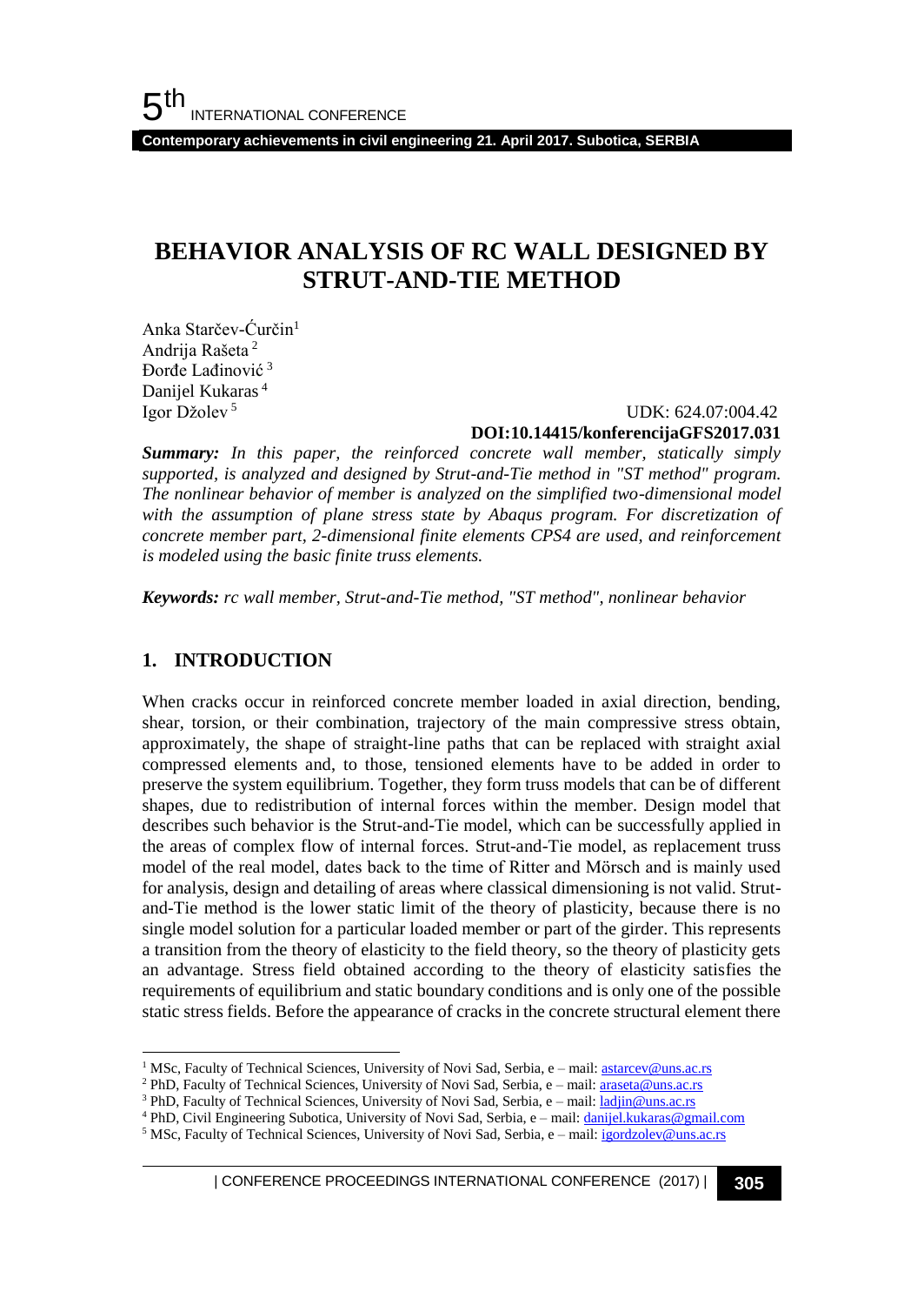# BEHAVIOR ANALYSIS OF RC WALL DESIGNED BY STRUT-AND-TIE METHOD

Anka Starčev-Ćurčin[1]
Andrija Rašeta[2]
Đorđe Lađinović[3]
Danijel Kukaras[4]
Igor Džolev[5]

UDK: 624.07:004.42
**DOI:10.14415/konferencijaGFS2017.031**

***Summary:*** *In this paper, the reinforced concrete wall member, statically simply supported, is analyzed and designed by Strut-and-Tie method in "ST method" program. The nonlinear behavior of member is analyzed on the simplified two-dimensional model with the assumption of plane stress state by Abaqus program. For discretization of concrete member part, 2-dimensional finite elements CPS4 are used, and reinforcement is modeled using the basic finite truss elements.*

***Keywords:*** *rc wall member, Strut-and-Tie method, "ST method", nonlinear behavior*

## 1. INTRODUCTION

When cracks occur in reinforced concrete member loaded in axial direction, bending, shear, torsion, or their combination, trajectory of the main compressive stress obtain, approximately, the shape of straight-line paths that can be replaced with straight axial compressed elements and, to those, tensioned elements have to be added in order to preserve the system equilibrium. Together, they form truss models that can be of different shapes, due to redistribution of internal forces within the member. Design model that describes such behavior is the Strut-and-Tie model, which can be successfully applied in the areas of complex flow of internal forces. Strut-and-Tie model, as replacement truss model of the real model, dates back to the time of Ritter and Mörsch and is mainly used for analysis, design and detailing of areas where classical dimensioning is not valid. Strut-and-Tie method is the lower static limit of the theory of plasticity, because there is no single model solution for a particular loaded member or part of the girder. This represents a transition from the theory of elasticity to the field theory, so the theory of plasticity gets an advantage. Stress field obtained according to the theory of elasticity satisfies the requirements of equilibrium and static boundary conditions and is only one of the possible static stress fields. Before the appearance of cracks in the concrete structural element there

---

[1] MSc, Faculty of Technical Sciences, University of Novi Sad, Serbia, e – mail: astarcev@uns.ac.rs
[2] PhD, Faculty of Technical Sciences, University of Novi Sad, Serbia, e – mail: araseta@uns.ac.rs
[3] PhD, Faculty of Technical Sciences, University of Novi Sad, Serbia, e – mail: ladjin@uns.ac.rs
[4] PhD, Civil Engineering Subotica, University of Novi Sad, Serbia, e – mail: danijel.kukaras@gmail.com
[5] MSc, Faculty of Technical Sciences, University of Novi Sad, Serbia, e – mail: igordzolev@uns.ac.rs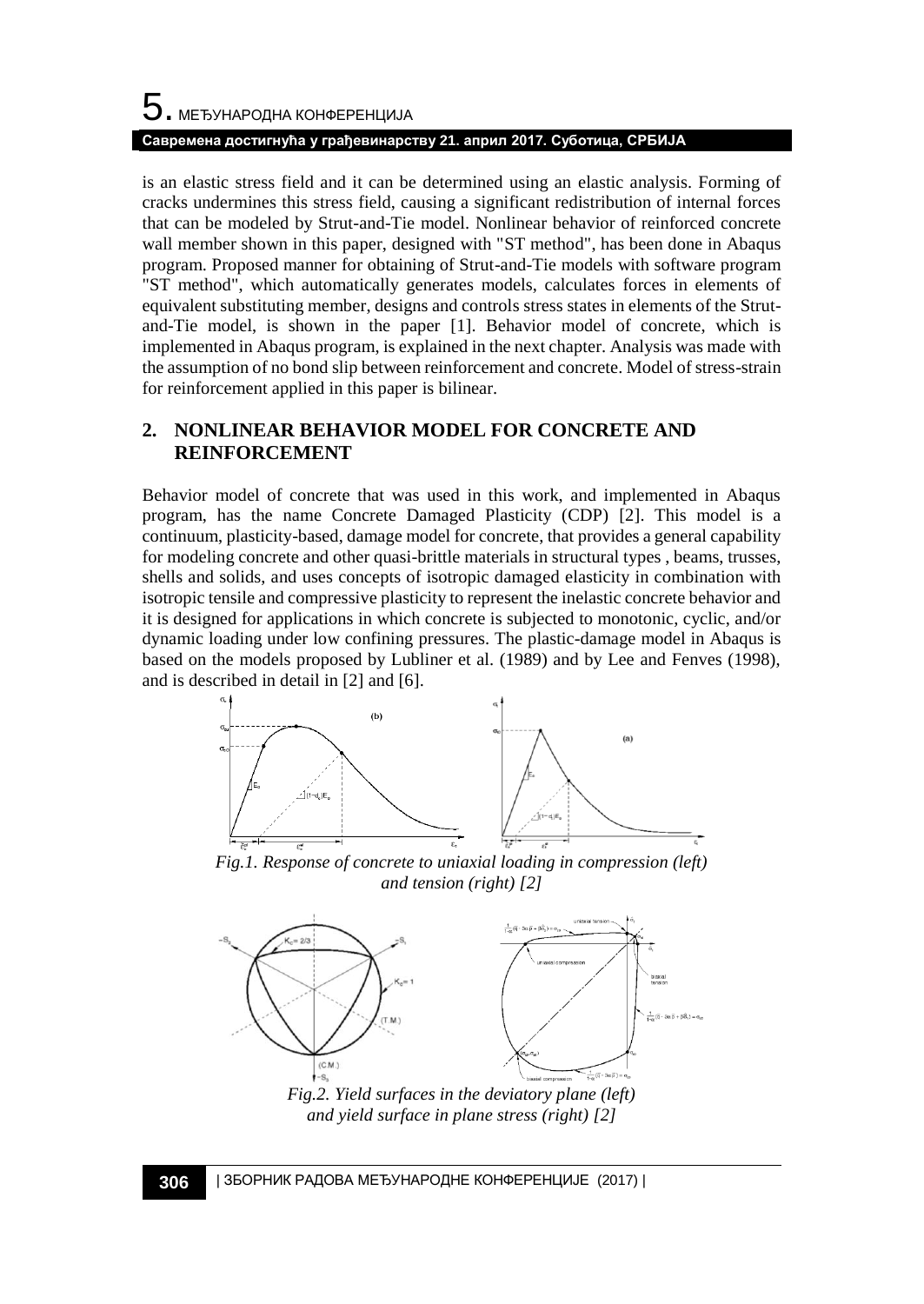is an elastic stress field and it can be determined using an elastic analysis. Forming of cracks undermines this stress field, causing a significant redistribution of internal forces that can be modeled by Strut-and-Tie model. Nonlinear behavior of reinforced concrete wall member shown in this paper, designed with "ST method", has been done in Abaqus program. Proposed manner for obtaining of Strut-and-Tie models with software program "ST method", which automatically generates models, calculates forces in elements of equivalent substituting member, designs and controls stress states in elements of the Strut-and-Tie model, is shown in the paper [1]. Behavior model of concrete, which is implemented in Abaqus program, is explained in the next chapter. Analysis was made with the assumption of no bond slip between reinforcement and concrete. Model of stress-strain for reinforcement applied in this paper is bilinear.

## 2. NONLINEAR BEHAVIOR MODEL FOR CONCRETE AND REINFORCEMENT

Behavior model of concrete that was used in this work, and implemented in Abaqus program, has the name Concrete Damaged Plasticity (CDP) [2]. This model is a continuum, plasticity-based, damage model for concrete, that provides a general capability for modeling concrete and other quasi-brittle materials in structural types , beams, trusses, shells and solids, and uses concepts of isotropic damaged elasticity in combination with isotropic tensile and compressive plasticity to represent the inelastic concrete behavior and it is designed for applications in which concrete is subjected to monotonic, cyclic, and/or dynamic loading under low confining pressures. The plastic-damage model in Abaqus is based on the models proposed by Lubliner et al. (1989) and by Lee and Fenves (1998), and is described in detail in [2] and [6].

*Fig.1. Response of concrete to uniaxial loading in compression (left) and tension (right) [2]*

*Fig.2. Yield surfaces in the deviatory plane (left) and yield surface in plane stress (right) [2]*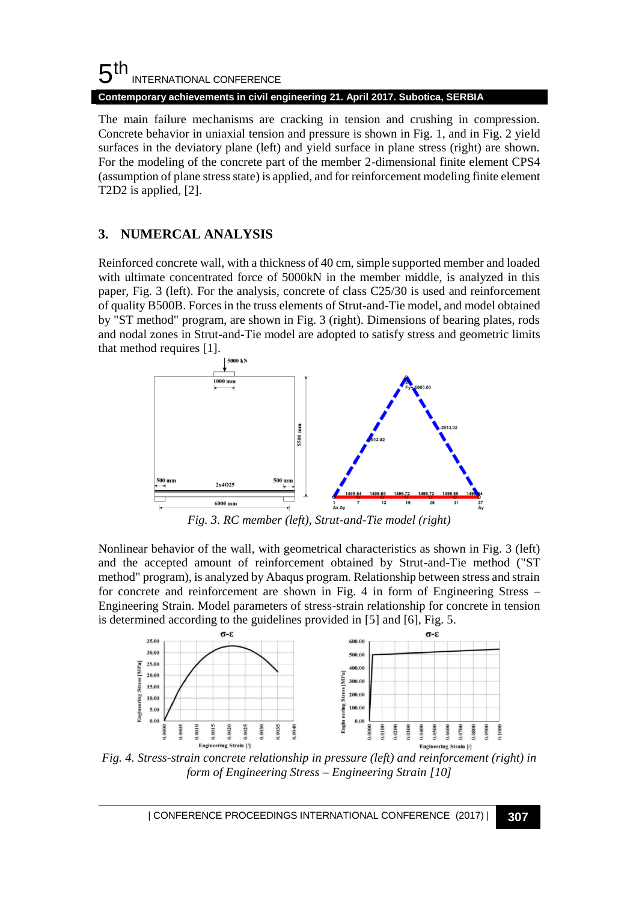The main failure mechanisms are cracking in tension and crushing in compression. Concrete behavior in uniaxial tension and pressure is shown in Fig. 1, and in Fig. 2 yield surfaces in the deviatory plane (left) and yield surface in plane stress (right) are shown. For the modeling of the concrete part of the member 2-dimensional finite element CPS4 (assumption of plane stress state) is applied, and for reinforcement modeling finite element T2D2 is applied, [2].

## 3. NUMERCAL ANALYSIS

Reinforced concrete wall, with a thickness of 40 cm, simple supported member and loaded with ultimate concentrated force of 5000kN in the member middle, is analyzed in this paper, Fig. 3 (left). For the analysis, concrete of class C25/30 is used and reinforcement of quality B500B. Forces in the truss elements of Strut-and-Tie model, and model obtained by "ST method" program, are shown in Fig. 3 (right). Dimensions of bearing plates, rods and nodal zones in Strut-and-Tie model are adopted to satisfy stress and geometric limits that method requires [1].

*Fig. 3. RC member (left), Strut-and-Tie model (right)*

Nonlinear behavior of the wall, with geometrical characteristics as shown in Fig. 3 (left) and the accepted amount of reinforcement obtained by Strut-and-Tie method ("ST method" program), is analyzed by Abaqus program. Relationship between stress and strain for concrete and reinforcement are shown in Fig. 4 in form of Engineering Stress – Engineering Strain. Model parameters of stress-strain relationship for concrete in tension is determined according to the guidelines provided in [5] and [6], Fig. 5.

*Fig. 4. Stress-strain concrete relationship in pressure (left) and reinforcement (right) in form of Engineering Stress – Engineering Strain [10]*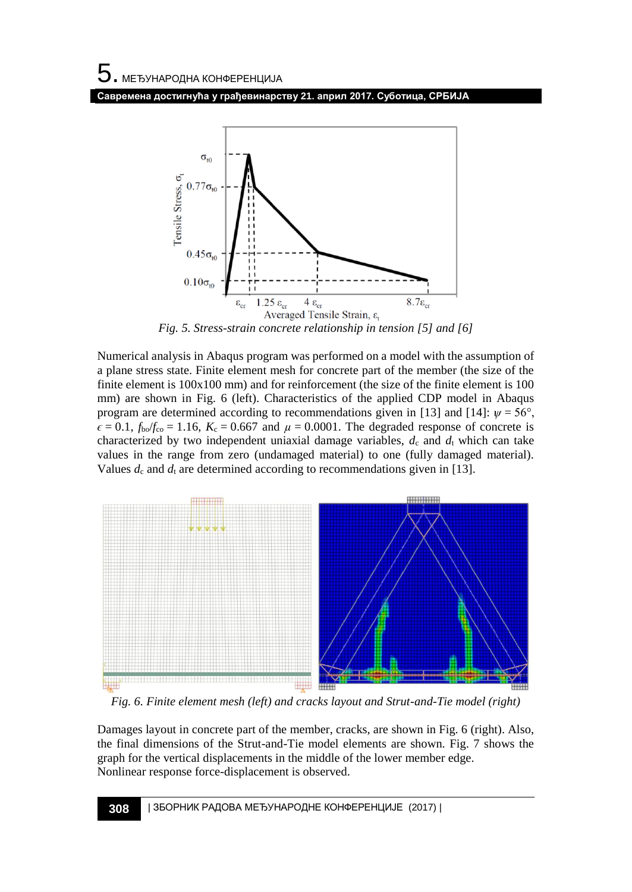*Fig. 5. Stress-strain concrete relationship in tension [5] and [6]*

Numerical analysis in Abaqus program was performed on a model with the assumption of a plane stress state. Finite element mesh for concrete part of the member (the size of the finite element is 100x100 mm) and for reinforcement (the size of the finite element is 100 mm) are shown in Fig. 6 (left). Characteristics of the applied CDP model in Abaqus program are determined according to recommendations given in [13] and [14]: $\psi = 56°$, $\epsilon = 0.1$, $f_{bo}/f_{co} = 1.16$, $K_c = 0.667$ and $\mu = 0.0001$. The degraded response of concrete is characterized by two independent uniaxial damage variables, $d_c$ and $d_t$ which can take values in the range from zero (undamaged material) to one (fully damaged material). Values $d_c$ and $d_t$ are determined according to recommendations given in [13].

*Fig. 6. Finite element mesh (left) and cracks layout and Strut-and-Tie model (right)*

Damages layout in concrete part of the member, cracks, are shown in Fig. 6 (right). Also, the final dimensions of the Strut-and-Tie model elements are shown. Fig. 7 shows the graph for the vertical displacements in the middle of the lower member edge.
Nonlinear response force-displacement is observed.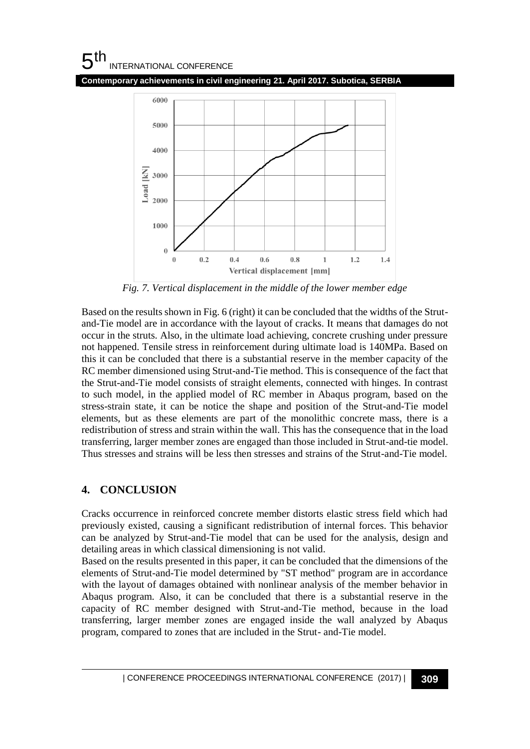*Fig. 7. Vertical displacement in the middle of the lower member edge*

Based on the results shown in Fig. 6 (right) it can be concluded that the widths of the Strut-and-Tie model are in accordance with the layout of cracks. It means that damages do not occur in the struts. Also, in the ultimate load achieving, concrete crushing under pressure not happened. Tensile stress in reinforcement during ultimate load is 140MPa. Based on this it can be concluded that there is a substantial reserve in the member capacity of the RC member dimensioned using Strut-and-Tie method. This is consequence of the fact that the Strut-and-Tie model consists of straight elements, connected with hinges. In contrast to such model, in the applied model of RC member in Abaqus program, based on the stress-strain state, it can be notice the shape and position of the Strut-and-Tie model elements, but as these elements are part of the monolithic concrete mass, there is a redistribution of stress and strain within the wall. This has the consequence that in the load transferring, larger member zones are engaged than those included in Strut-and-tie model. Thus stresses and strains will be less then stresses and strains of the Strut-and-Tie model.

## 4. CONCLUSION

Cracks occurrence in reinforced concrete member distorts elastic stress field which had previously existed, causing a significant redistribution of internal forces. This behavior can be analyzed by Strut-and-Tie model that can be used for the analysis, design and detailing areas in which classical dimensioning is not valid.

Based on the results presented in this paper, it can be concluded that the dimensions of the elements of Strut-and-Tie model determined by "ST method" program are in accordance with the layout of damages obtained with nonlinear analysis of the member behavior in Abaqus program. Also, it can be concluded that there is a substantial reserve in the capacity of RC member designed with Strut-and-Tie method, because in the load transferring, larger member zones are engaged inside the wall analyzed by Abaqus program, compared to zones that are included in the Strut- and-Tie model.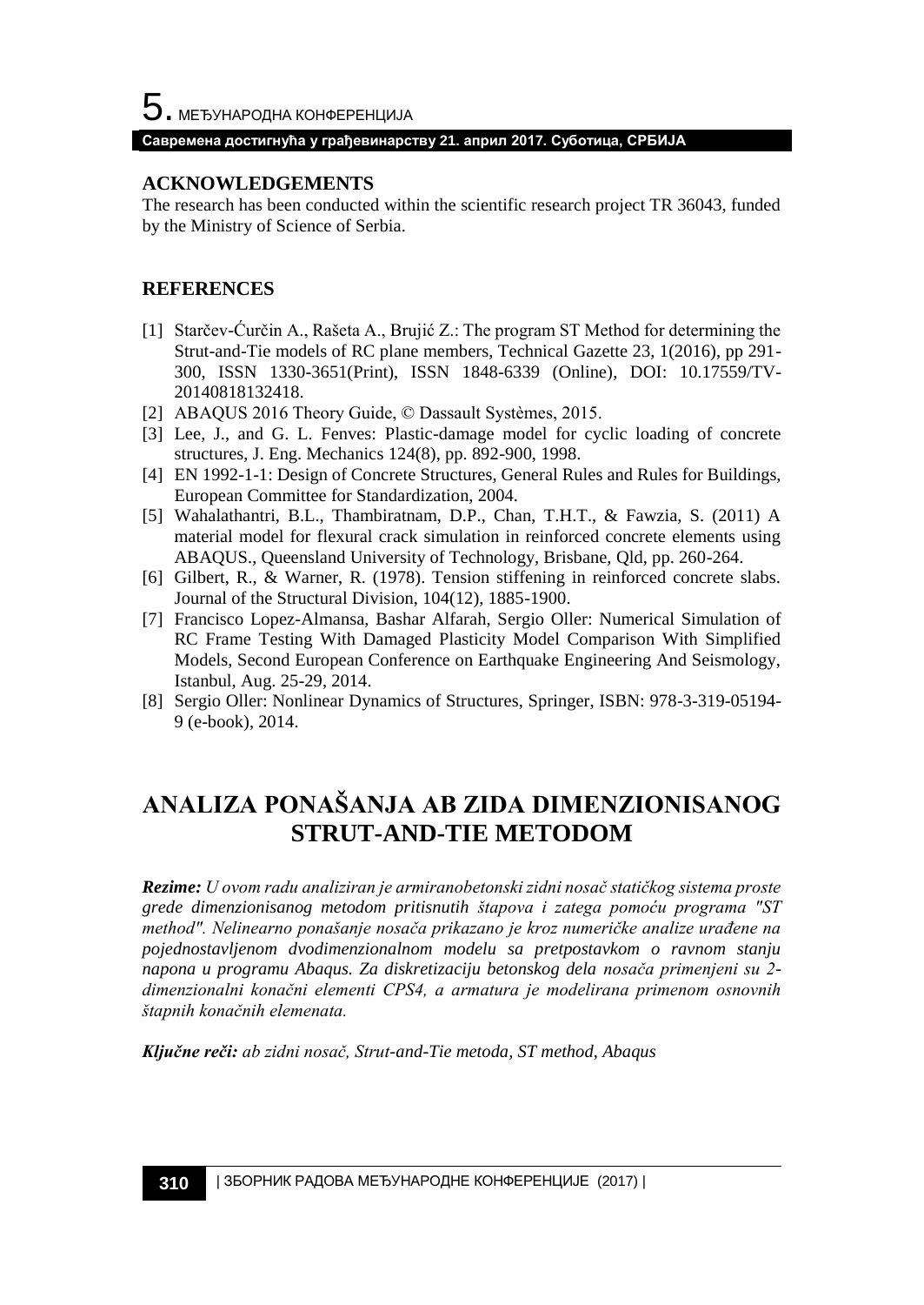## ACKNOWLEDGEMENTS

The research has been conducted within the scientific research project TR 36043, funded by the Ministry of Science of Serbia.

## REFERENCES

[1] Starčev-Ćurčin A., Rašeta A., Brujić Z.: The program ST Method for determining the Strut-and-Tie models of RC plane members, Technical Gazette 23, 1(2016), pp 291-300, ISSN 1330-3651(Print), ISSN 1848-6339 (Online), DOI: 10.17559/TV-20140818132418.

[2] ABAQUS 2016 Theory Guide, © Dassault Systèmes, 2015.

[3] Lee, J., and G. L. Fenves: Plastic-damage model for cyclic loading of concrete structures, J. Eng. Mechanics 124(8), pp. 892-900, 1998.

[4] EN 1992-1-1: Design of Concrete Structures, General Rules and Rules for Buildings, European Committee for Standardization, 2004.

[5] Wahalathantri, B.L., Thambiratnam, D.P., Chan, T.H.T., & Fawzia, S. (2011) A material model for flexural crack simulation in reinforced concrete elements using ABAQUS., Queensland University of Technology, Brisbane, Qld, pp. 260-264.

[6] Gilbert, R., & Warner, R. (1978). Tension stiffening in reinforced concrete slabs. Journal of the Structural Division, 104(12), 1885-1900.

[7] Francisco Lopez-Almansa, Bashar Alfarah, Sergio Oller: Numerical Simulation of RC Frame Testing With Damaged Plasticity Model Comparison With Simplified Models, Second European Conference on Earthquake Engineering And Seismology, Istanbul, Aug. 25-29, 2014.

[8] Sergio Oller: Nonlinear Dynamics of Structures, Springer, ISBN: 978-3-319-05194-9 (e-book), 2014.

# ANALIZA PONAŠANJA AB ZIDA DIMENZIONISANOG STRUT-AND-TIE METODOM

***Rezime:*** *U ovom radu analiziran je armiranobetonski zidni nosač statičkog sistema proste grede dimenzionisanog metodom pritisnutih štapova i zatega pomoću programa "ST method". Nelinearno ponašanje nosača prikazano je kroz numeričke analize urađene na pojednostavljenom dvodimenzionalnom modelu sa pretpostavkom o ravnom stanju napona u programu Abaqus. Za diskretizaciju betonskog dela nosača primenjeni su 2-dimenzionalni konačni elementi CPS4, a armatura je modelirana primenom osnovnih štapnih konačnih elemenata.*

***Ključne reči:*** *ab zidni nosač, Strut-and-Tie metoda, ST method, Abaqus*